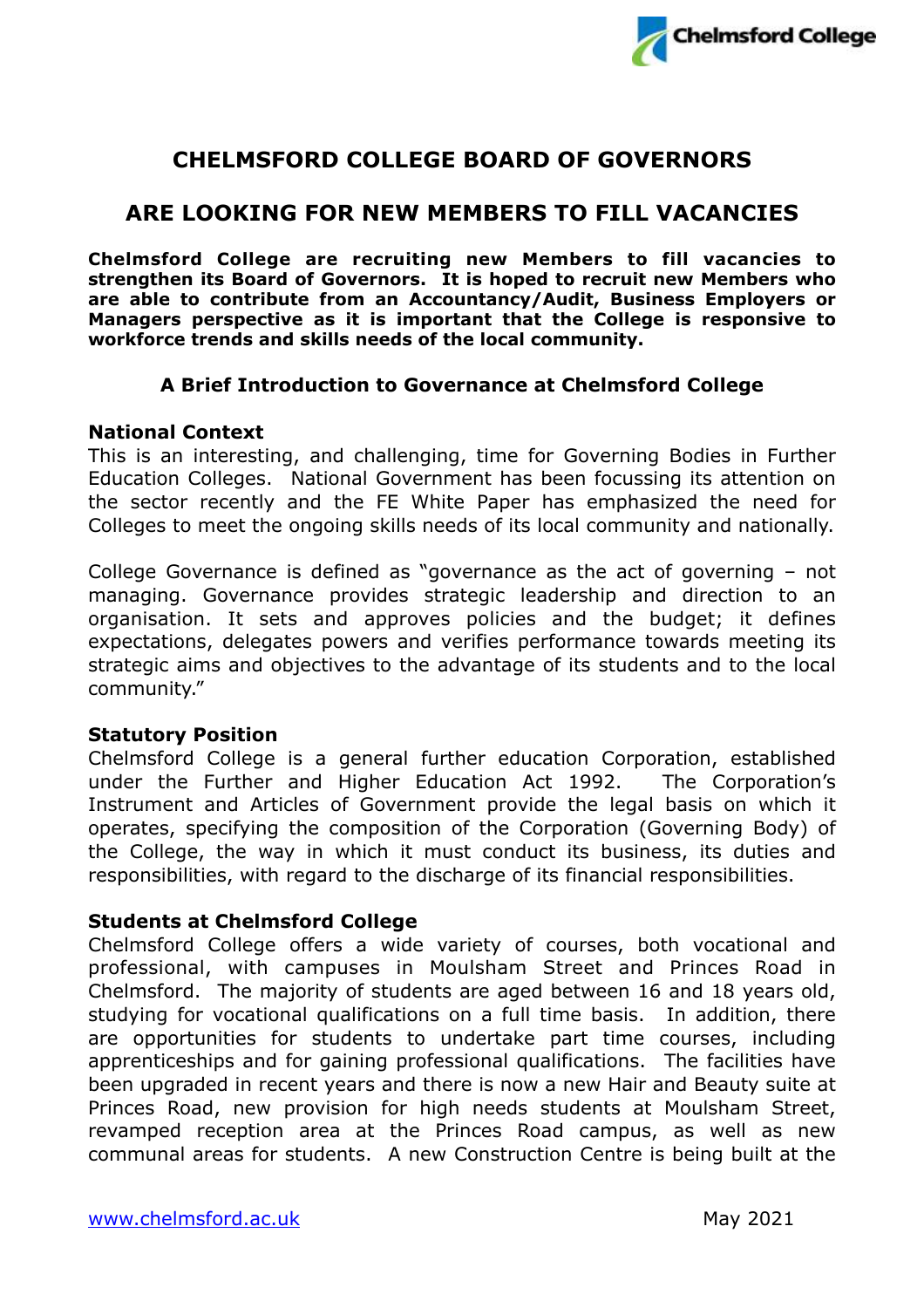# CHELMSFORD COLLEGE BOARD OF GOVERNORS

# ARE LOOKING FOR NEW MEMBERS TO FILL VACANCIES

**Chelmsford College are recruiting new Members to fill vacancies to strengthen its Board of Governors. It is hoped to recruit new Members who are able to contribute from an Accountancy/Audit, Business Employers or Managers perspective as it is important that the College is responsive to workforce trends and skills needs of the local community.**

### A Brief Introduction to Governance at Chelmsford College

**National Context**

This is an interesting, and challenging, time for Governing Bodies in Further Education Colleges. National Government has been focussing its attention on the sector recently and the FE White Paper has emphasized the need for Colleges to meet the ongoing skills needs of its local community and nationally.

College Governance is defined as "governance as the act of governing – not managing. Governance provides strategic leadership and direction to an organisation. It sets and approves policies and the budget; it defines expectations, delegates powers and verifies performance towards meeting its strategic aims and objectives to the advantage of its students and to the local community."

**Statutory Position**

Chelmsford College is a general further education Corporation, established under the Further and Higher Education Act 1992. The Corporation's Instrument and Articles of Government provide the legal basis on which it operates, specifying the composition of the Corporation (Governing Body) of the College, the way in which it must conduct its business, its duties and responsibilities, with regard to the discharge of its financial responsibilities.

**Students at Chelmsford College**

Chelmsford College offers a wide variety of courses, both vocational and professional, with campuses in Moulsham Street and Princes Road in Chelmsford. The majority of students are aged between 16 and 18 years old, studying for vocational qualifications on a full time basis. In addition, there are opportunities for students to undertake part time courses, including apprenticeships and for gaining professional qualifications. The facilities have been upgraded in recent years and there is now a new Hair and Beauty suite at Princes Road, new provision for high needs students at Moulsham Street, revamped reception area at the Princes Road campus, as well as new communal areas for students. A new Construction Centre is being built at the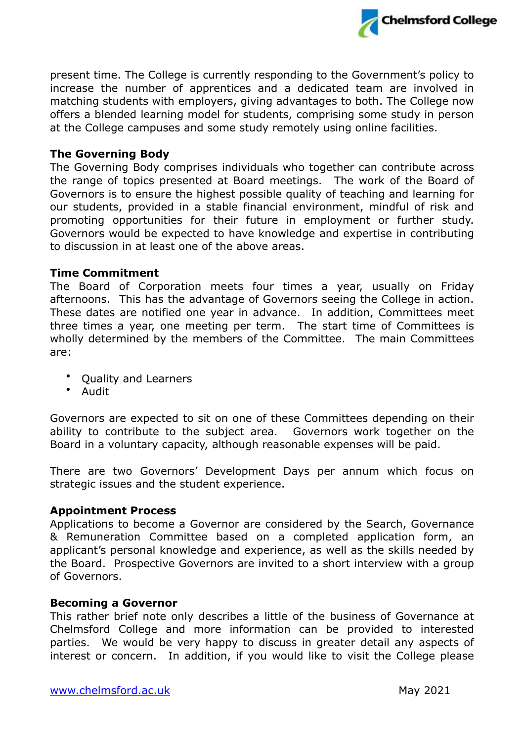present time. The College is currently responding to the Government's policy to increase the number of apprentices and a dedicated team are involved in matching students with employers, giving advantages to both. The College now offers a blended learning model for students, comprising some study in person at the College campuses and some study remotely using online facilities.

**The Governing Body**

The Governing Body comprises individuals who together can contribute across the range of topics presented at Board meetings. The work of the Board of Governors is to ensure the highest possible quality of teaching and learning for our students, provided in a stable financial environment, mindful of risk and promoting opportunities for their future in employment or further study. Governors would be expected to have knowledge and expertise in contributing to discussion in at least one of the above areas.

**Time Commitment**

The Board of Corporation meets four times a year, usually on Friday afternoons. This has the advantage of Governors seeing the College in action. These dates are notified one year in advance. In addition, Committees meet three times a year, one meeting per term. The start time of Committees is wholly determined by the members of the Committee. The main Committees are:

- Quality and Learners
- Audit

Governors are expected to sit on one of these Committees depending on their ability to contribute to the subject area. Governors work together on the Board in a voluntary capacity, although reasonable expenses will be paid.

There are two Governors' Development Days per annum which focus on strategic issues and the student experience.

**Appointment Process**

Applications to become a Governor are considered by the Search, Governance & Remuneration Committee based on a completed application form, an applicant's personal knowledge and experience, as well as the skills needed by the Board. Prospective Governors are invited to a short interview with a group of Governors.

**Becoming a Governor**

This rather brief note only describes a little of the business of Governance at Chelmsford College and more information can be provided to interested parties. We would be very happy to discuss in greater detail any aspects of interest or concern. In addition, if you would like to visit the College please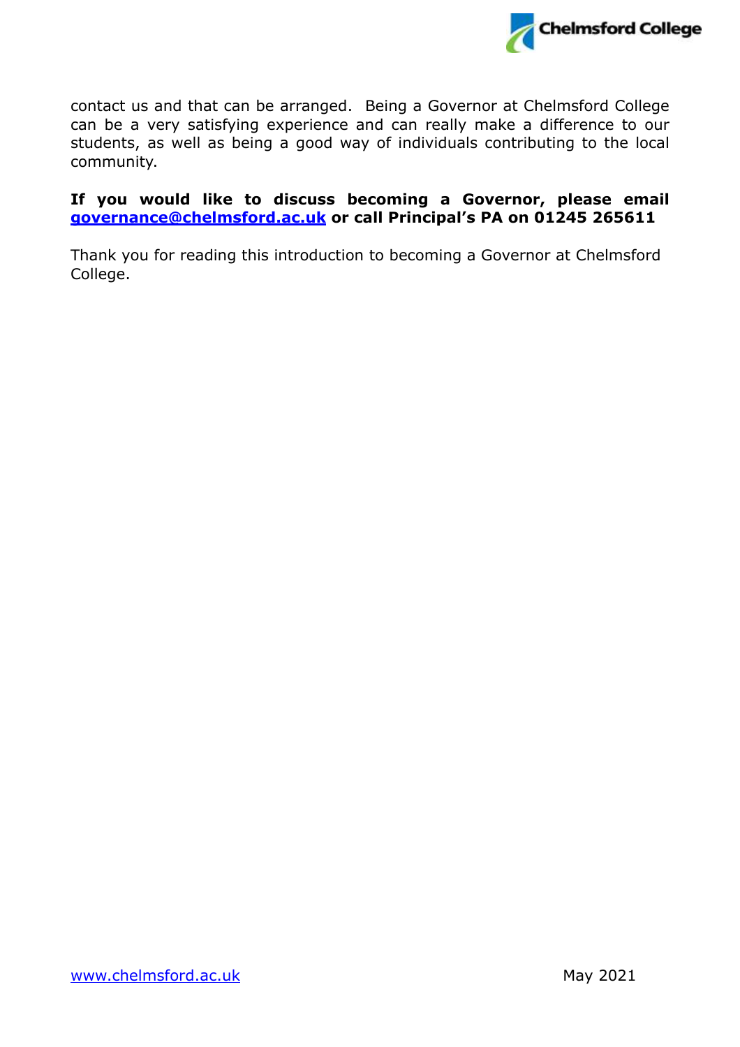contact us and that can be arranged. Being a Governor at Chelmsford College can be a very satisfying experience and can really make a difference to our students, as well as being a good way of individuals contributing to the local community.

**If you would like to discuss becoming a Governor, please email [governance@chelmsford.ac.uk](mailto:governance@chelmsford.ac.uk) or call Principal's PA on 01245 265611**

Thank you for reading this introduction to becoming a Governor at Chelmsford College.

[www.chelmsford.ac.uk](http://www.chelmsford.ac.uk) May 2021